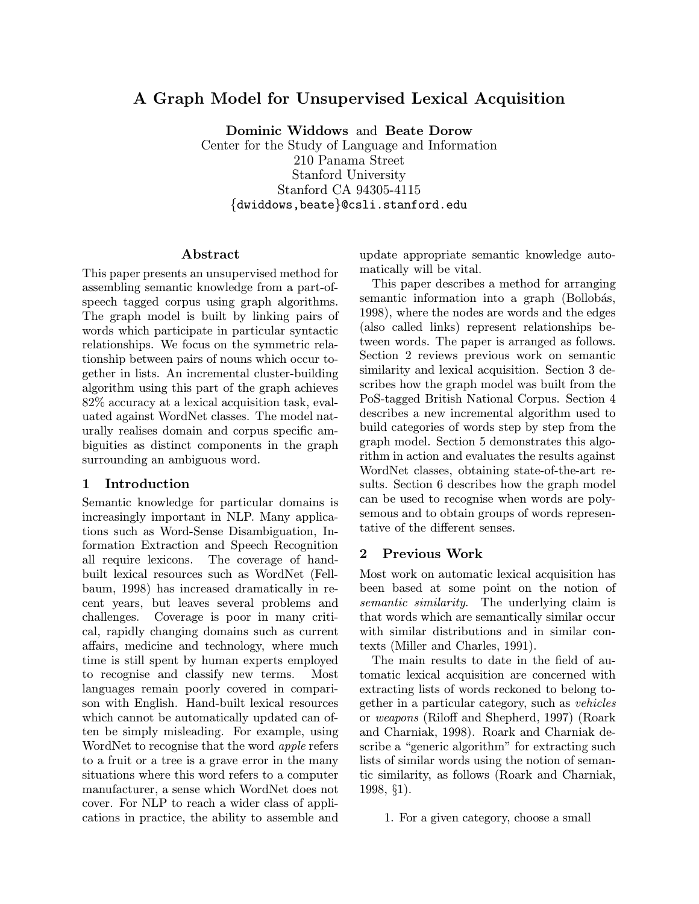# A Graph Model for Unsupervised Lexical Acquisition

**Dominic Widdows** and **Beate Dorow**
Center for the Study of Language and Information
210 Panama Street
Stanford University
Stanford CA 94305-4115
{dwiddows,beate}@csli.stanford.edu

## Abstract

This paper presents an unsupervised method for assembling semantic knowledge from a part-of-speech tagged corpus using graph algorithms. The graph model is built by linking pairs of words which participate in particular syntactic relationships. We focus on the symmetric relationship between pairs of nouns which occur together in lists. An incremental cluster-building algorithm using this part of the graph achieves 82% accuracy at a lexical acquisition task, evaluated against WordNet classes. The model naturally realises domain and corpus specific ambiguities as distinct components in the graph surrounding an ambiguous word.

## 1 Introduction

Semantic knowledge for particular domains is increasingly important in NLP. Many applications such as Word-Sense Disambiguation, Information Extraction and Speech Recognition all require lexicons. The coverage of hand-built lexical resources such as WordNet (Fellbaum, 1998) has increased dramatically in recent years, but leaves several problems and challenges. Coverage is poor in many critical, rapidly changing domains such as current affairs, medicine and technology, where much time is still spent by human experts employed to recognise and classify new terms. Most languages remain poorly covered in comparison with English. Hand-built lexical resources which cannot be automatically updated can often be simply misleading. For example, using WordNet to recognise that the word *apple* refers to a fruit or a tree is a grave error in the many situations where this word refers to a computer manufacturer, a sense which WordNet does not cover. For NLP to reach a wider class of applications in practice, the ability to assemble and update appropriate semantic knowledge automatically will be vital.

This paper describes a method for arranging semantic information into a graph (Bollobás, 1998), where the nodes are words and the edges (also called links) represent relationships between words. The paper is arranged as follows. Section 2 reviews previous work on semantic similarity and lexical acquisition. Section 3 describes how the graph model was built from the PoS-tagged British National Corpus. Section 4 describes a new incremental algorithm used to build categories of words step by step from the graph model. Section 5 demonstrates this algorithm in action and evaluates the results against WordNet classes, obtaining state-of-the-art results. Section 6 describes how the graph model can be used to recognise when words are polysemous and to obtain groups of words representative of the different senses.

## 2 Previous Work

Most work on automatic lexical acquisition has been based at some point on the notion of *semantic similarity.* The underlying claim is that words which are semantically similar occur with similar distributions and in similar contexts (Miller and Charles, 1991).

The main results to date in the field of automatic lexical acquisition are concerned with extracting lists of words reckoned to belong together in a particular category, such as *vehicles* or *weapons* (Riloff and Shepherd, 1997) (Roark and Charniak, 1998). Roark and Charniak describe a "generic algorithm" for extracting such lists of similar words using the notion of semantic similarity, as follows (Roark and Charniak, 1998, §1).

1. For a given category, choose a small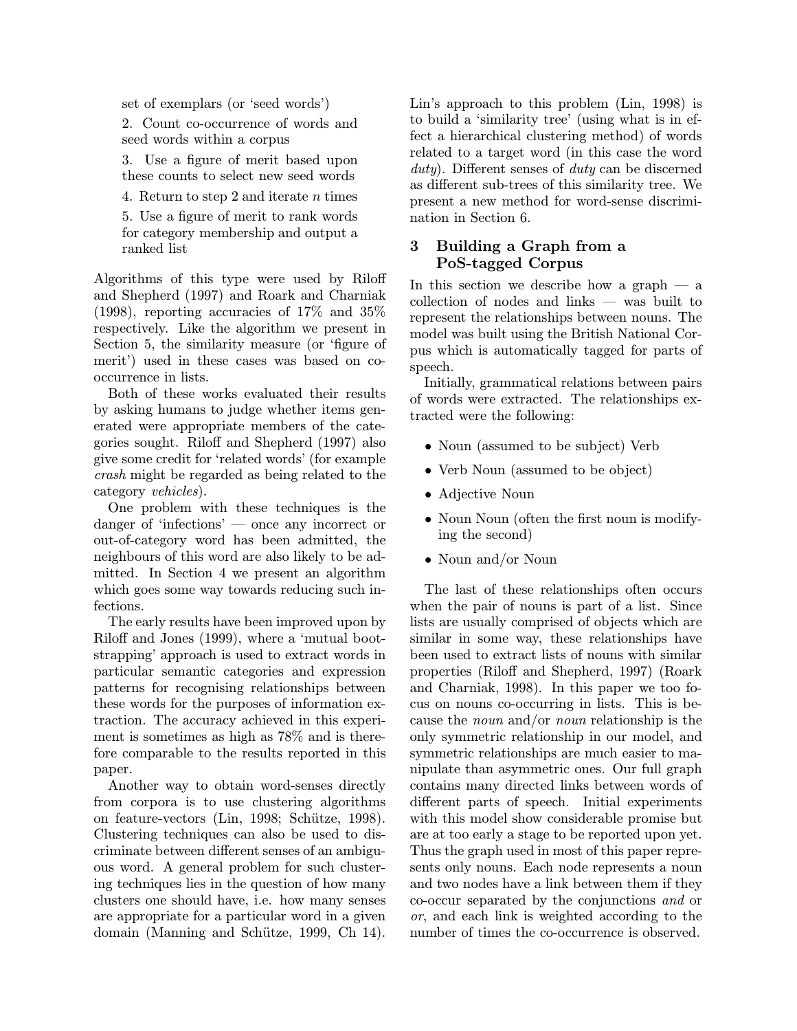set of exemplars (or 'seed words')

2. Count co-occurrence of words and seed words within a corpus

3. Use a figure of merit based upon these counts to select new seed words

4. Return to step 2 and iterate $n$ times

5. Use a figure of merit to rank words for category membership and output a ranked list

Algorithms of this type were used by Riloff and Shepherd (1997) and Roark and Charniak (1998), reporting accuracies of 17% and 35% respectively. Like the algorithm we present in Section 5, the similarity measure (or 'figure of merit') used in these cases was based on co-occurrence in lists.

Both of these works evaluated their results by asking humans to judge whether items generated were appropriate members of the categories sought. Riloff and Shepherd (1997) also give some credit for 'related words' (for example *crash* might be regarded as being related to the category *vehicles*).

One problem with these techniques is the danger of 'infections' — once any incorrect or out-of-category word has been admitted, the neighbours of this word are also likely to be admitted. In Section 4 we present an algorithm which goes some way towards reducing such infections.

The early results have been improved upon by Riloff and Jones (1999), where a 'mutual bootstrapping' approach is used to extract words in particular semantic categories and expression patterns for recognising relationships between these words for the purposes of information extraction. The accuracy achieved in this experiment is sometimes as high as 78% and is therefore comparable to the results reported in this paper.

Another way to obtain word-senses directly from corpora is to use clustering algorithms on feature-vectors (Lin, 1998; Schütze, 1998). Clustering techniques can also be used to discriminate between different senses of an ambiguous word. A general problem for such clustering techniques lies in the question of how many clusters one should have, i.e. how many senses are appropriate for a particular word in a given domain (Manning and Schütze, 1999, Ch 14).

Lin's approach to this problem (Lin, 1998) is to build a 'similarity tree' (using what is in effect a hierarchical clustering method) of words related to a target word (in this case the word *duty*). Different senses of *duty* can be discerned as different sub-trees of this similarity tree. We present a new method for word-sense discrimination in Section 6.

## 3 Building a Graph from a PoS-tagged Corpus

In this section we describe how a graph — a collection of nodes and links — was built to represent the relationships between nouns. The model was built using the British National Corpus which is automatically tagged for parts of speech.

Initially, grammatical relations between pairs of words were extracted. The relationships extracted were the following:

- Noun (assumed to be subject) Verb
- Verb Noun (assumed to be object)
- Adjective Noun
- Noun Noun (often the first noun is modifying the second)
- Noun and/or Noun

The last of these relationships often occurs when the pair of nouns is part of a list. Since lists are usually comprised of objects which are similar in some way, these relationships have been used to extract lists of nouns with similar properties (Riloff and Shepherd, 1997) (Roark and Charniak, 1998). In this paper we too focus on nouns co-occurring in lists. This is because the *noun* and/or *noun* relationship is the only symmetric relationship in our model, and symmetric relationships are much easier to manipulate than asymmetric ones. Our full graph contains many directed links between words of different parts of speech. Initial experiments with this model show considerable promise but are at too early a stage to be reported upon yet. Thus the graph used in most of this paper represents only nouns. Each node represents a noun and two nodes have a link between them if they co-occur separated by the conjunctions *and* or *or*, and each link is weighted according to the number of times the co-occurrence is observed.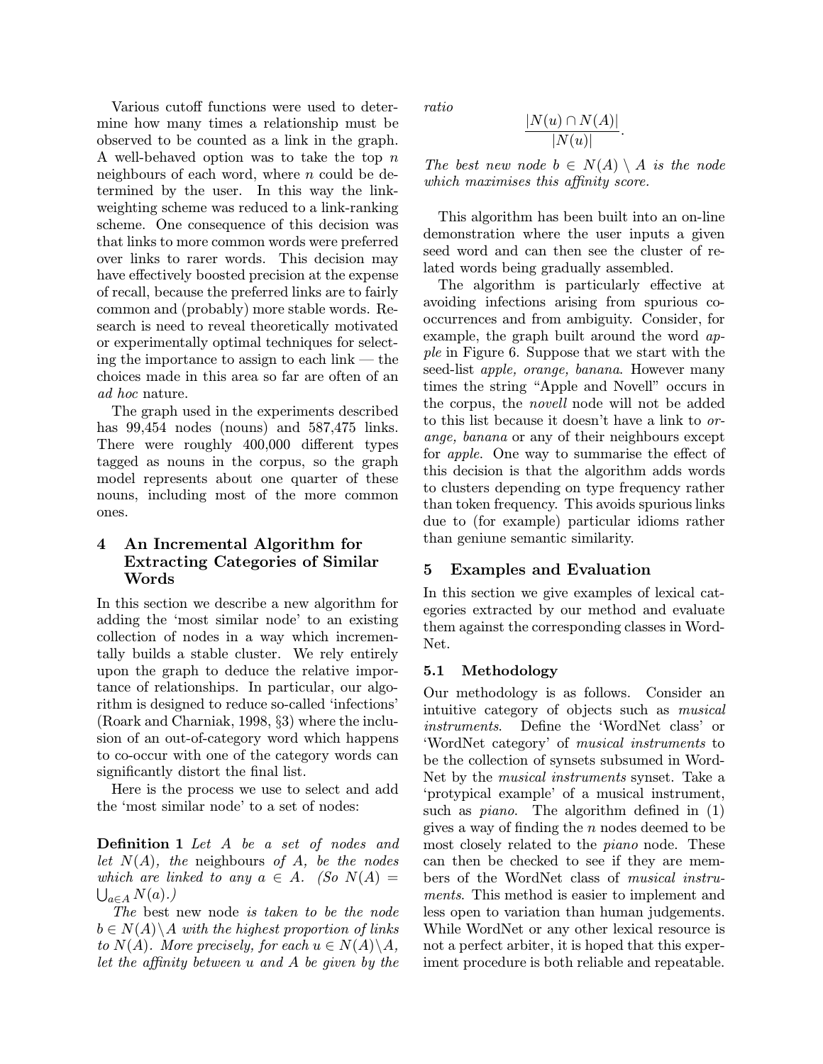Various cutoff functions were used to determine how many times a relationship must be observed to be counted as a link in the graph. A well-behaved option was to take the top $n$ neighbours of each word, where $n$ could be determined by the user. In this way the link-weighting scheme was reduced to a link-ranking scheme. One consequence of this decision was that links to more common words were preferred over links to rarer words. This decision may have effectively boosted precision at the expense of recall, because the preferred links are to fairly common and (probably) more stable words. Research is need to reveal theoretically motivated or experimentally optimal techniques for selecting the importance to assign to each link — the choices made in this area so far are often of an *ad hoc* nature.

The graph used in the experiments described has 99,454 nodes (nouns) and 587,475 links. There were roughly 400,000 different types tagged as nouns in the corpus, so the graph model represents about one quarter of these nouns, including most of the more common ones.

## 4 An Incremental Algorithm for Extracting Categories of Similar Words

In this section we describe a new algorithm for adding the 'most similar node' to an existing collection of nodes in a way which incrementally builds a stable cluster. We rely entirely upon the graph to deduce the relative importance of relationships. In particular, our algorithm is designed to reduce so-called 'infections' (Roark and Charniak, 1998, §3) where the inclusion of an out-of-category word which happens to co-occur with one of the category words can significantly distort the final list.

Here is the process we use to select and add the 'most similar node' to a set of nodes:

**Definition 1** *Let $A$ be a set of nodes and let $N(A)$, the* neighbours *of $A$, be the nodes which are linked to any $a \in A$. (So $N(A) = \bigcup_{a \in A} N(a)$.)*

*The* best new node *is taken to be the node $b \in N(A) \setminus A$ with the highest proportion of links to $N(A)$. More precisely, for each $u \in N(A) \setminus A$, let the affinity between $u$ and $A$ be given by the ratio*

$$\frac{|N(u) \cap N(A)|}{|N(u)|}.$$

*The best new node $b \in N(A) \setminus A$ is the node which maximises this affinity score.*

This algorithm has been built into an on-line demonstration where the user inputs a given seed word and can then see the cluster of related words being gradually assembled.

The algorithm is particularly effective at avoiding infections arising from spurious co-occurrences and from ambiguity. Consider, for example, the graph built around the word *apple* in Figure 6. Suppose that we start with the seed-list *apple, orange, banana*. However many times the string "Apple and Novell" occurs in the corpus, the *novell* node will not be added to this list because it doesn't have a link to *orange, banana* or any of their neighbours except for *apple*. One way to summarise the effect of this decision is that the algorithm adds words to clusters depending on type frequency rather than token frequency. This avoids spurious links due to (for example) particular idioms rather than geniune semantic similarity.

## 5 Examples and Evaluation

In this section we give examples of lexical categories extracted by our method and evaluate them against the corresponding classes in WordNet.

### 5.1 Methodology

Our methodology is as follows. Consider an intuitive category of objects such as *musical instruments*. Define the 'WordNet class' or 'WordNet category' of *musical instruments* to be the collection of synsets subsumed in WordNet by the *musical instruments* synset. Take a 'protypical example' of a musical instrument, such as *piano*. The algorithm defined in (1) gives a way of finding the $n$ nodes deemed to be most closely related to the *piano* node. These can then be checked to see if they are members of the WordNet class of *musical instruments*. This method is easier to implement and less open to variation than human judgements. While WordNet or any other lexical resource is not a perfect arbiter, it is hoped that this experiment procedure is both reliable and repeatable.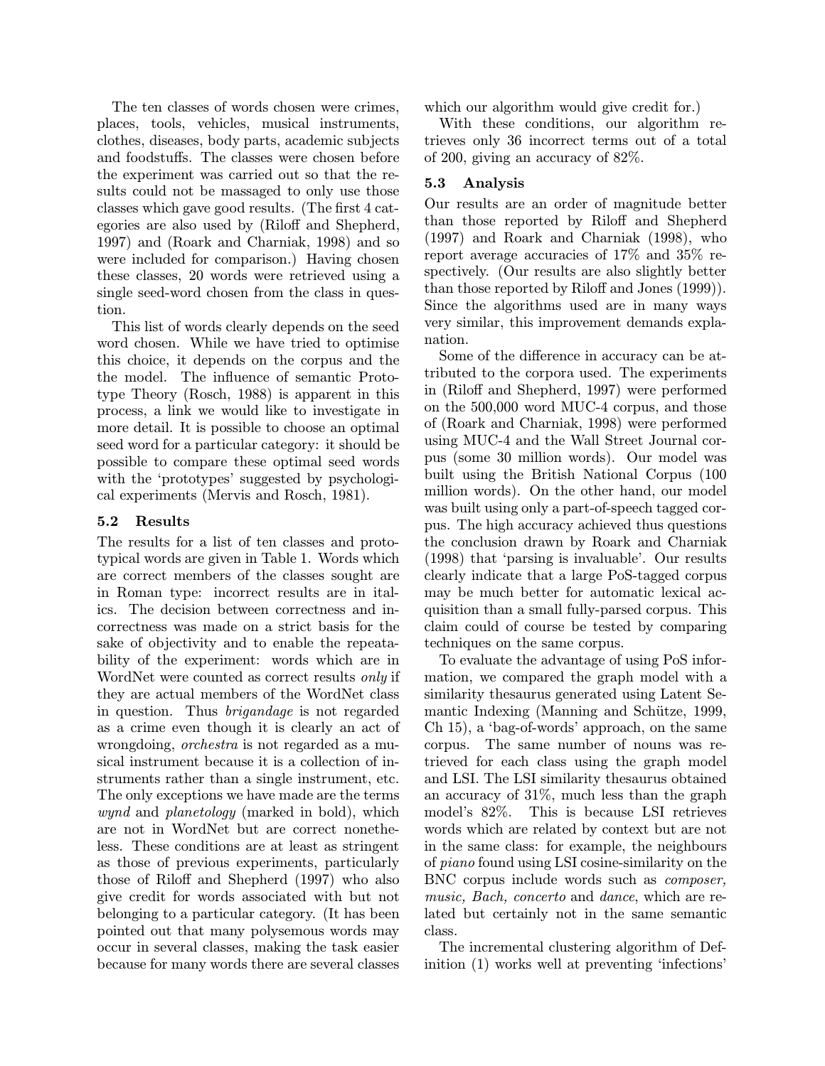The ten classes of words chosen were crimes, places, tools, vehicles, musical instruments, clothes, diseases, body parts, academic subjects and foodstuffs. The classes were chosen before the experiment was carried out so that the results could not be massaged to only use those classes which gave good results. (The first 4 categories are also used by (Riloff and Shepherd, 1997) and (Roark and Charniak, 1998) and so were included for comparison.) Having chosen these classes, 20 words were retrieved using a single seed-word chosen from the class in question.

This list of words clearly depends on the seed word chosen. While we have tried to optimise this choice, it depends on the corpus and the the model. The influence of semantic Prototype Theory (Rosch, 1988) is apparent in this process, a link we would like to investigate in more detail. It is possible to choose an optimal seed word for a particular category: it should be possible to compare these optimal seed words with the 'prototypes' suggested by psychological experiments (Mervis and Rosch, 1981).

### 5.2 Results

The results for a list of ten classes and prototypical words are given in Table 1. Words which are correct members of the classes sought are in Roman type: incorrect results are in italics. The decision between correctness and incorrectness was made on a strict basis for the sake of objectivity and to enable the repeatability of the experiment: words which are in WordNet were counted as correct results *only* if they are actual members of the WordNet class in question. Thus *brigandage* is not regarded as a crime even though it is clearly an act of wrongdoing, *orchestra* is not regarded as a musical instrument because it is a collection of instruments rather than a single instrument, etc. The only exceptions we have made are the terms ***wynd*** and ***planetology*** (marked in bold), which are not in WordNet but are correct nonetheless. These conditions are at least as stringent as those of previous experiments, particularly those of Riloff and Shepherd (1997) who also give credit for words associated with but not belonging to a particular category. (It has been pointed out that many polysemous words may occur in several classes, making the task easier because for many words there are several classes which our algorithm would give credit for.)

With these conditions, our algorithm retrieves only 36 incorrect terms out of a total of 200, giving an accuracy of 82%.

### 5.3 Analysis

Our results are an order of magnitude better than those reported by Riloff and Shepherd (1997) and Roark and Charniak (1998), who report average accuracies of 17% and 35% respectively. (Our results are also slightly better than those reported by Riloff and Jones (1999)). Since the algorithms used are in many ways very similar, this improvement demands explanation.

Some of the difference in accuracy can be attributed to the corpora used. The experiments in (Riloff and Shepherd, 1997) were performed on the 500,000 word MUC-4 corpus, and those of (Roark and Charniak, 1998) were performed using MUC-4 and the Wall Street Journal corpus (some 30 million words). Our model was built using the British National Corpus (100 million words). On the other hand, our model was built using only a part-of-speech tagged corpus. The high accuracy achieved thus questions the conclusion drawn by Roark and Charniak (1998) that 'parsing is invaluable'. Our results clearly indicate that a large PoS-tagged corpus may be much better for automatic lexical acquisition than a small fully-parsed corpus. This claim could of course be tested by comparing techniques on the same corpus.

To evaluate the advantage of using PoS information, we compared the graph model with a similarity thesaurus generated using Latent Semantic Indexing (Manning and Schütze, 1999, Ch 15), a 'bag-of-words' approach, on the same corpus. The same number of nouns was retrieved for each class using the graph model and LSI. The LSI similarity thesaurus obtained an accuracy of 31%, much less than the graph model's 82%. This is because LSI retrieves words which are related by context but are not in the same class: for example, the neighbours of *piano* found using LSI cosine-similarity on the BNC corpus include words such as *composer, music, Bach, concerto* and *dance*, which are related but certainly not in the same semantic class.

The incremental clustering algorithm of Definition (1) works well at preventing 'infections'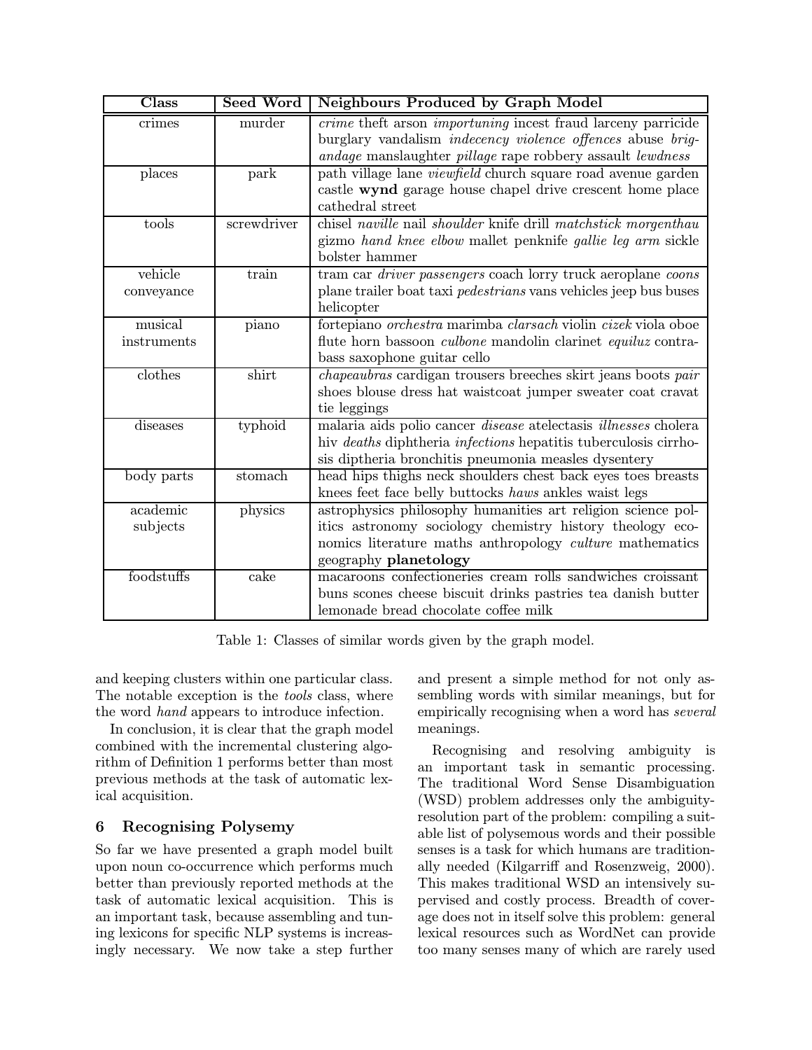| Class | Seed Word | Neighbours Produced by Graph Model |
|---|---|---|
| crimes | murder | *crime* theft arson *importuning* incest fraud larceny parricide burglary vandalism *indecency violence offences* abuse *brigandage* manslaughter *pillage* rape robbery assault *lewdness* |
| places | park | path village lane *viewfield* church square road avenue garden castle **wynd** garage house chapel drive crescent home place cathedral street |
| tools | screwdriver | chisel *naville* nail *shoulder* knife drill *matchstick morgenthau* gizmo *hand knee elbow* mallet penknife *gallie leg arm* sickle bolster hammer |
| vehicle conveyance | train | tram car *driver passengers* coach lorry truck aeroplane *coons* plane trailer boat taxi *pedestrians* vans vehicles jeep bus buses helicopter |
| musical instruments | piano | fortepiano *orchestra* marimba *clarsach* violin *cizek* viola oboe flute horn bassoon *culbone* mandolin clarinet *equiluz* contrabass saxophone guitar cello |
| clothes | shirt | *chapeaubras* cardigan trousers breeches skirt jeans boots *pair* shoes blouse dress hat waistcoat jumper sweater coat cravat tie leggings |
| diseases | typhoid | malaria aids polio cancer *disease* atelectasis *illnesses* cholera hiv *deaths* diphtheria *infections* hepatitis tuberculosis cirrhosis diptheria bronchitis pneumonia measles dysentery |
| body parts | stomach | head hips thighs neck shoulders chest back eyes toes breasts knees feet face belly buttocks *haws* ankles waist legs |
| academic subjects | physics | astrophysics philosophy humanities art religion science politics astronomy sociology chemistry history theology economics literature maths anthropology *culture* mathematics geography **planetology** |
| foodstuffs | cake | macaroons confectioneries cream rolls sandwiches croissant buns scones cheese biscuit drinks pastries tea danish butter lemonade bread chocolate coffee milk |

Table 1: Classes of similar words given by the graph model.

and keeping clusters within one particular class. The notable exception is the *tools* class, where the word *hand* appears to introduce infection.

In conclusion, it is clear that the graph model combined with the incremental clustering algorithm of Definition 1 performs better than most previous methods at the task of automatic lexical acquisition.

## 6 Recognising Polysemy

So far we have presented a graph model built upon noun co-occurrence which performs much better than previously reported methods at the task of automatic lexical acquisition. This is an important task, because assembling and tuning lexicons for specific NLP systems is increasingly necessary. We now take a step further and present a simple method for not only assembling words with similar meanings, but for empirically recognising when a word has *several* meanings.

Recognising and resolving ambiguity is an important task in semantic processing. The traditional Word Sense Disambiguation (WSD) problem addresses only the ambiguity-resolution part of the problem: compiling a suitable list of polysemous words and their possible senses is a task for which humans are traditionally needed (Kilgarriff and Rosenzweig, 2000). This makes traditional WSD an intensively supervised and costly process. Breadth of coverage does not in itself solve this problem: general lexical resources such as WordNet can provide too many senses many of which are rarely used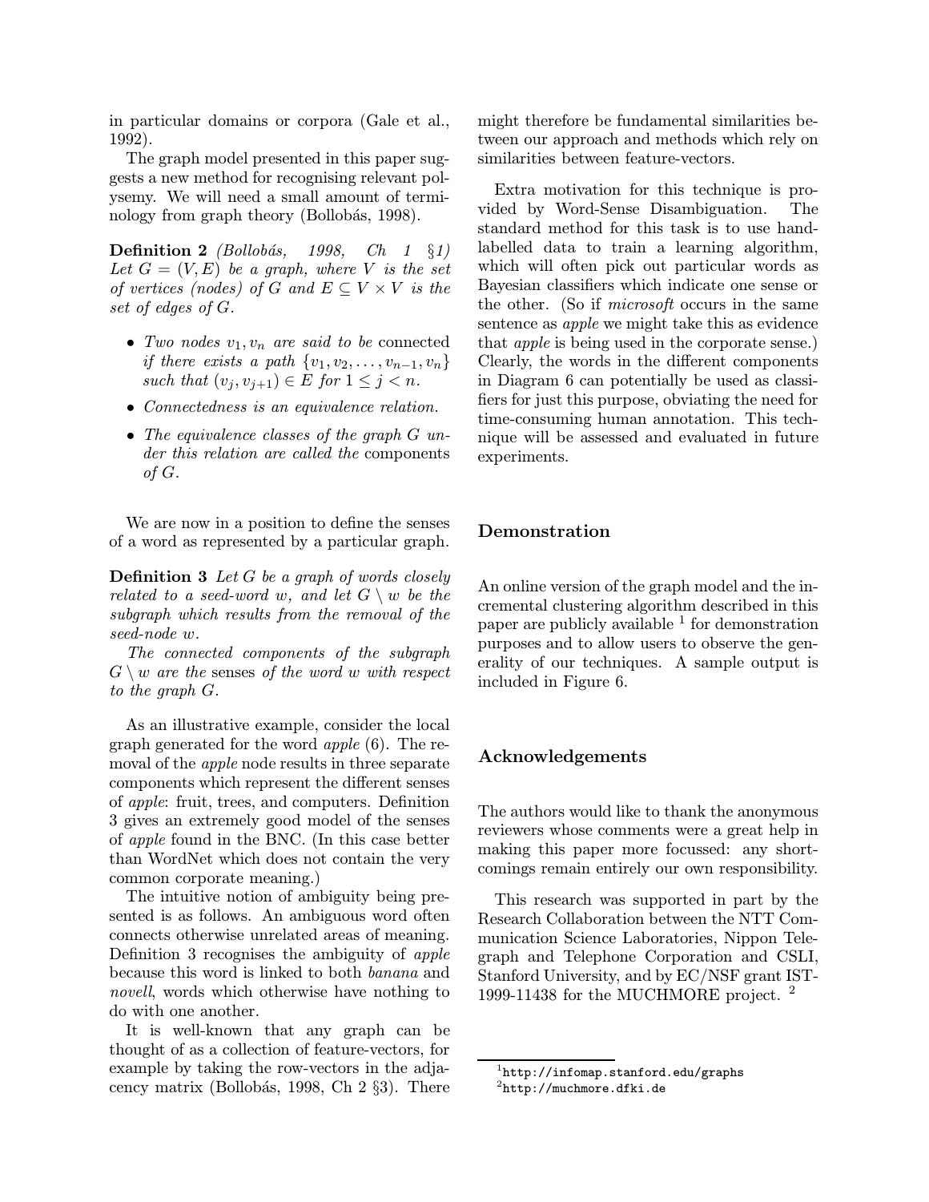in particular domains or corpora (Gale et al., 1992).

The graph model presented in this paper suggests a new method for recognising relevant polysemy. We will need a small amount of terminology from graph theory (Bollobás, 1998).

**Definition 2** *(Bollobás, 1998, Ch 1 §1) Let $G = (V, E)$ be a graph, where $V$ is the set of vertices (nodes) of $G$ and $E \subseteq V \times V$ is the set of edges of $G$.*

- *Two nodes $v_1, v_n$ are said to be* connected *if there exists a path $\{v_1, v_2, \ldots, v_{n-1}, v_n\}$ such that $(v_j, v_{j+1}) \in E$ for $1 \leq j < n$.*
- *Connectedness is an equivalence relation.*
- *The equivalence classes of the graph $G$ under this relation are called the* components *of $G$.*

We are now in a position to define the senses of a word as represented by a particular graph.

**Definition 3** *Let $G$ be a graph of words closely related to a seed-word $w$, and let $G \setminus w$ be the subgraph which results from the removal of the seed-node $w$.*

*The connected components of the subgraph $G \setminus w$ are the* senses *of the word $w$ with respect to the graph $G$.*

As an illustrative example, consider the local graph generated for the word *apple* (6). The removal of the *apple* node results in three separate components which represent the different senses of *apple*: fruit, trees, and computers. Definition 3 gives an extremely good model of the senses of *apple* found in the BNC. (In this case better than WordNet which does not contain the very common corporate meaning.)

The intuitive notion of ambiguity being presented is as follows. An ambiguous word often connects otherwise unrelated areas of meaning. Definition 3 recognises the ambiguity of *apple* because this word is linked to both *banana* and *novell*, words which otherwise have nothing to do with one another.

It is well-known that any graph can be thought of as a collection of feature-vectors, for example by taking the row-vectors in the adjacency matrix (Bollobás, 1998, Ch 2 §3). There might therefore be fundamental similarities between our approach and methods which rely on similarities between feature-vectors.

Extra motivation for this technique is provided by Word-Sense Disambiguation. The standard method for this task is to use hand-labelled data to train a learning algorithm, which will often pick out particular words as Bayesian classifiers which indicate one sense or the other. (So if *microsoft* occurs in the same sentence as *apple* we might take this as evidence that *apple* is being used in the corporate sense.) Clearly, the words in the different components in Diagram 6 can potentially be used as classifiers for just this purpose, obviating the need for time-consuming human annotation. This technique will be assessed and evaluated in future experiments.

## Demonstration

An online version of the graph model and the incremental clustering algorithm described in this paper are publicly available [1] for demonstration purposes and to allow users to observe the generality of our techniques. A sample output is included in Figure 6.

## Acknowledgements

The authors would like to thank the anonymous reviewers whose comments were a great help in making this paper more focussed: any shortcomings remain entirely our own responsibility.

This research was supported in part by the Research Collaboration between the NTT Communication Science Laboratories, Nippon Telegraph and Telephone Corporation and CSLI, Stanford University, and by EC/NSF grant IST-1999-11438 for the MUCHMORE project. [2]

[1] `http://infomap.stanford.edu/graphs`

[2] `http://muchmore.dfki.de`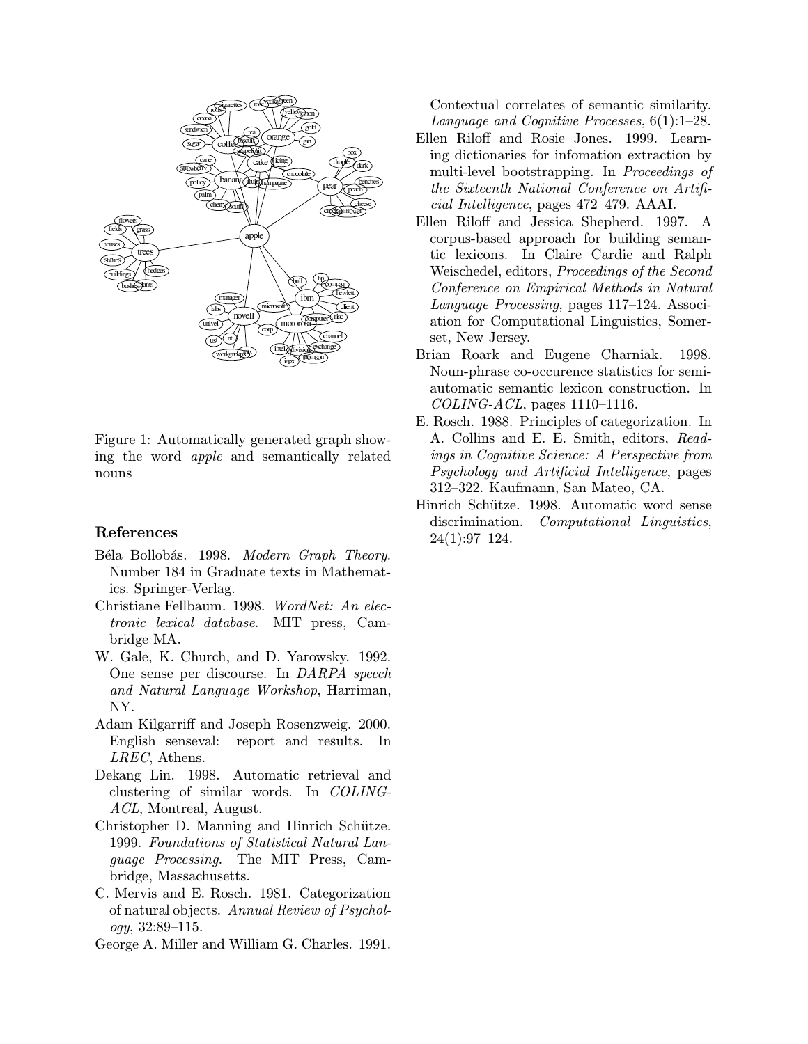cigarettes
rolls
cocoa
sandwich
sugar
coffee
biscuit
tea
grapefruit
rose
vodka
green
yellow
lemon
gold
gin
orange
cake
icing
cane
strawberry
banana
fruit
champagne
chocolate
policy
palm
cherry
souffle
pear
box
dropper
dark
benches
peach
cheese
crown
sunflower
apple
flowers
fields
grass
houses
trees
shrubs
hedges
buildings
bushes
plants
manager
labs
microsoft
bull
hp
compaq
hewlett
ibm
client
novell
motorola
computer
risc
univel
corp
channel
usl
nt
exchange
intel
division
workgroups
apps
iapx
thomson

Figure 1: Automatically generated graph showing the word *apple* and semantically related nouns

## References

Béla Bollobás. 1998. *Modern Graph Theory*. Number 184 in Graduate texts in Mathematics. Springer-Verlag.

Christiane Fellbaum. 1998. *WordNet: An electronic lexical database*. MIT press, Cambridge MA.

W. Gale, K. Church, and D. Yarowsky. 1992. One sense per discourse. In *DARPA speech and Natural Language Workshop*, Harriman, NY.

Adam Kilgarriff and Joseph Rosenzweig. 2000. English senseval: report and results. In *LREC*, Athens.

Dekang Lin. 1998. Automatic retrieval and clustering of similar words. In *COLING-ACL*, Montreal, August.

Christopher D. Manning and Hinrich Schütze. 1999. *Foundations of Statistical Natural Language Processing*. The MIT Press, Cambridge, Massachusetts.

C. Mervis and E. Rosch. 1981. Categorization of natural objects. *Annual Review of Psychology*, 32:89–115.

George A. Miller and William G. Charles. 1991. Contextual correlates of semantic similarity. *Language and Cognitive Processes*, 6(1):1–28.

Ellen Riloff and Rosie Jones. 1999. Learning dictionaries for infomation extraction by multi-level bootstrapping. In *Proceedings of the Sixteenth National Conference on Artificial Intelligence*, pages 472–479. AAAI.

Ellen Riloff and Jessica Shepherd. 1997. A corpus-based approach for building semantic lexicons. In Claire Cardie and Ralph Weischedel, editors, *Proceedings of the Second Conference on Empirical Methods in Natural Language Processing*, pages 117–124. Association for Computational Linguistics, Somerset, New Jersey.

Brian Roark and Eugene Charniak. 1998. Noun-phrase co-occurence statistics for semi-automatic semantic lexicon construction. In *COLING-ACL*, pages 1110–1116.

E. Rosch. 1988. Principles of categorization. In A. Collins and E. E. Smith, editors, *Readings in Cognitive Science: A Perspective from Psychology and Artificial Intelligence*, pages 312–322. Kaufmann, San Mateo, CA.

Hinrich Schütze. 1998. Automatic word sense discrimination. *Computational Linguistics*, 24(1):97–124.